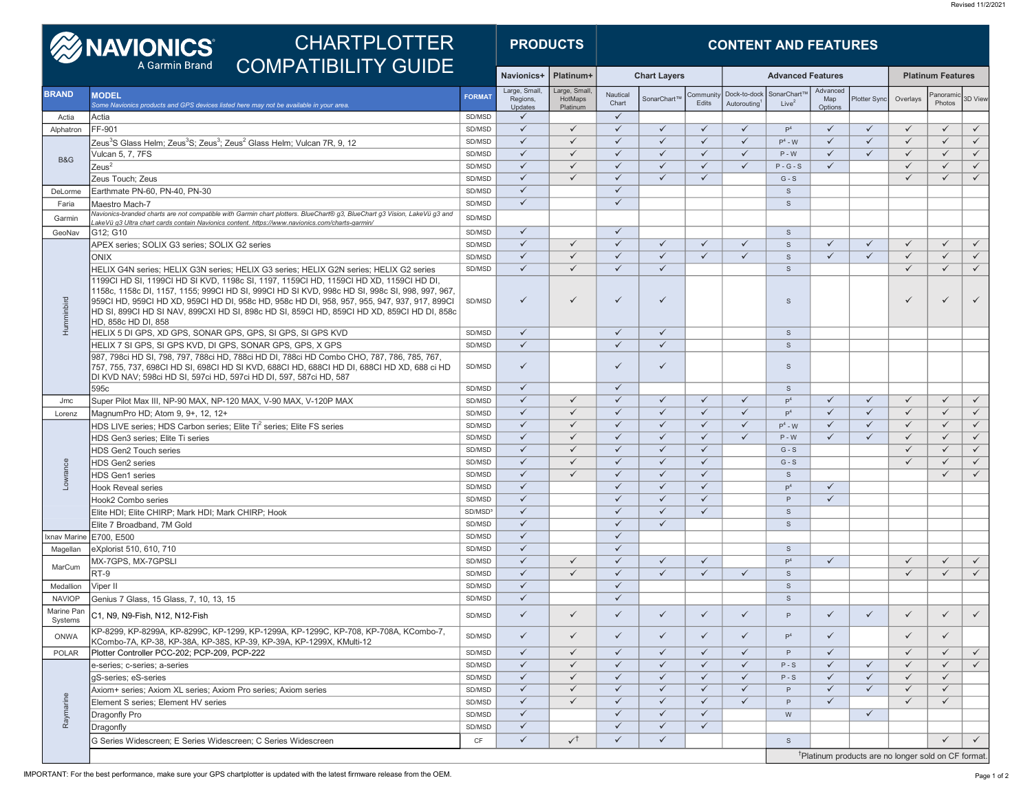Revised 11/2/2021

# NAVIONICS A Garmin Brand — CHARTPLOTTER COMPATIBILITY GUIDE

| BRAND | MODEL *Some Navionics products and GPS devices listed here may not be available in your area.* | FORMAT | PRODUCTS | | CONTENT AND FEATURES | | | | | | | | | |
|---|---|---|---|---|---|---|---|---|---|---|---|---|---|---|
| | | | Navionics+ | Platinum+ | Chart Layers | | | Advanced Features | | | | Platinum Features | | |
| | | | Large, Small, Regions, Updates | Large, Small, HotMaps Platinum | Nautical Chart | SonarChart™ | Community Edits | Dock-to-dock Autorouting[1] | SonarChart™ Live[2] | Advanced Map Options | Plotter Sync | Overlays | Panoramic Photos | 3D View |
| Actia | Actia | SD/MSD | ✓ | | ✓ | | | | | | | | | |
| Alphatron | FF-901 | SD/MSD | ✓ | ✓ | ✓ | ✓ | ✓ | ✓ | P[4] | ✓ | ✓ | ✓ | ✓ | ✓ |
| B&G | Zeus[3]S Glass Helm; Zeus[3]S; Zeus[3]; Zeus[2] Glass Helm; Vulcan 7R, 9, 12 | SD/MSD | ✓ | ✓ | ✓ | ✓ | ✓ | ✓ | P[4] - W | ✓ | ✓ | ✓ | ✓ | ✓ |
| B&G | Vulcan 5, 7, 7FS | SD/MSD | ✓ | ✓ | ✓ | ✓ | ✓ | ✓ | P - W | ✓ | ✓ | ✓ | ✓ | ✓ |
| B&G | Zeus[2] | SD/MSD | ✓ | ✓ | ✓ | ✓ | ✓ | ✓ | P - G - S | ✓ | | ✓ | ✓ | ✓ |
| B&G | Zeus Touch; Zeus | SD/MSD | ✓ | ✓ | ✓ | ✓ | ✓ | | G - S | | | ✓ | ✓ | ✓ |
| DeLorme | Earthmate PN-60, PN-40, PN-30 | SD/MSD | ✓ | | ✓ | | | | S | | | | | |
| Faria | Maestro Mach-7 | SD/MSD | ✓ | | ✓ | | | | S | | | | | |
| Garmin | *Navionics-branded charts are not compatible with Garmin chart plotters. BlueChart® g3, BlueChart g3 Vision, LakeVü g3 and LakeVü g3 Ultra chart cards contain Navionics content. https://www.navionics.com/charts-garmin/* | SD/MSD | | | | | | | | | | | | |
| GeoNav | G12; G10 | SD/MSD | ✓ | | ✓ | | | | S | | | | | |
| Humminbird | APEX series; SOLIX G3 series; SOLIX G2 series | SD/MSD | ✓ | ✓ | ✓ | ✓ | ✓ | ✓ | S | ✓ | ✓ | ✓ | ✓ | ✓ |
| Humminbird | ONIX | SD/MSD | ✓ | ✓ | ✓ | ✓ | ✓ | ✓ | S | ✓ | ✓ | ✓ | ✓ | ✓ |
| Humminbird | HELIX G4N series; HELIX G3N series; HELIX G3 series; HELIX G2N series; HELIX G2 series | SD/MSD | ✓ | ✓ | ✓ | ✓ | | | S | | | ✓ | ✓ | ✓ |
| Humminbird | 1199CI HD SI, 1199CI HD SI KVD, 1198c SI, 1197, 1159CI HD, 1159CI HD XD, 1159CI HD DI, 1158c, 1158c DI, 1157, 1155; 999CI HD SI, 999CI HD SI KVD, 998c HD SI, 998c SI, 998, 997, 967, 959CI HD, 959CI HD XD, 959CI HD DI, 958c HD, 958c HD DI, 958, 957, 955, 947, 937, 917, 899CI HD SI, 899CI HD SI NAV, 899CXI HD SI, 898c HD SI, 859CI HD, 859CI HD XD, 859CI HD DI, 858c HD, 858c HD DI, 858 | SD/MSD | ✓ | ✓ | ✓ | ✓ | | | S | | | ✓ | ✓ | ✓ |
| Humminbird | HELIX 5 DI GPS, XD GPS, SONAR GPS, GPS, SI GPS, SI GPS KVD | SD/MSD | ✓ | | ✓ | ✓ | | | S | | | | | |
| Humminbird | HELIX 7 SI GPS, SI GPS KVD, DI GPS, SONAR GPS, GPS, X GPS | SD/MSD | ✓ | | ✓ | ✓ | | | S | | | | | |
| Humminbird | 987, 798ci HD SI, 798, 797, 788ci HD, 788ci HD DI, 788ci HD Combo CHO, 787, 786, 785, 767, 757, 755, 737, 698CI HD SI, 698CI HD SI KVD, 688CI HD, 688CI HD DI, 688CI HD XD, 688 ci HD DI KVD NAV; 598ci HD SI, 597ci HD, 597ci HD DI, 597, 587ci HD, 587 | SD/MSD | ✓ | | ✓ | ✓ | | | S | | | | | |
| Humminbird | 595c | SD/MSD | ✓ | | ✓ | | | | S | | | | | |
| Jmc | Super Pilot Max III, NP-90 MAX, NP-120 MAX, V-90 MAX, V-120P MAX | SD/MSD | ✓ | ✓ | ✓ | ✓ | ✓ | ✓ | P[4] | ✓ | ✓ | ✓ | ✓ | ✓ |
| Lorenz | MagnumPro HD; Atom 9, 9+, 12, 12+ | SD/MSD | ✓ | ✓ | ✓ | ✓ | ✓ | ✓ | P[4] | ✓ | ✓ | ✓ | ✓ | ✓ |
| Lowrance | HDS LIVE series; HDS Carbon series; Elite Ti[2] series; Elite FS series | SD/MSD | ✓ | ✓ | ✓ | ✓ | ✓ | ✓ | P[4] - W | ✓ | ✓ | ✓ | ✓ | ✓ |
| Lowrance | HDS Gen3 series; Elite Ti series | SD/MSD | ✓ | ✓ | ✓ | ✓ | ✓ | ✓ | P - W | ✓ | ✓ | ✓ | ✓ | ✓ |
| Lowrance | HDS Gen2 Touch series | SD/MSD | ✓ | ✓ | ✓ | ✓ | ✓ | | G - S | | | ✓ | ✓ | ✓ |
| Lowrance | HDS Gen2 series | SD/MSD | ✓ | ✓ | ✓ | ✓ | ✓ | | G - S | | | ✓ | ✓ | ✓ |
| Lowrance | HDS Gen1 series | SD/MSD | ✓ | ✓ | ✓ | ✓ | ✓ | | S | | | | ✓ | ✓ |
| Lowrance | Hook Reveal series | SD/MSD | ✓ | | ✓ | ✓ | ✓ | | P[4] | ✓ | | | | |
| Lowrance | Hook2 Combo series | SD/MSD | ✓ | | ✓ | ✓ | ✓ | | P | ✓ | | | | |
| Lowrance | Elite HDI; Elite CHIRP; Mark HDI; Mark CHIRP; Hook | SD/MSD[5] | ✓ | | ✓ | ✓ | ✓ | | S | | | | | |
| Lowrance | Elite 7 Broadband, 7M Gold | SD/MSD | ✓ | | ✓ | ✓ | | | S | | | | | |
| Ixnav Marine | E700, E500 | SD/MSD | ✓ | | ✓ | | | | | | | | | |
| Magellan | eXplorist 510, 610, 710 | SD/MSD | ✓ | | ✓ | | | | S | | | | | |
| MarCum | MX-7GPS, MX-7GPSLI | SD/MSD | ✓ | ✓ | ✓ | ✓ | ✓ | | P[4] | ✓ | | ✓ | ✓ | ✓ |
| MarCum | RT-9 | SD/MSD | ✓ | ✓ | ✓ | ✓ | ✓ | ✓ | S | | | ✓ | ✓ | ✓ |
| Medallion | Viper II | SD/MSD | ✓ | | ✓ | | | | S | | | | | |
| NAVIOP | Genius 7 Glass, 15 Glass, 7, 10, 13, 15 | SD/MSD | ✓ | | ✓ | | | | S | | | | | |
| Marine Pan Systems | C1, N9, N9-Fish, N12, N12-Fish | SD/MSD | ✓ | ✓ | ✓ | ✓ | ✓ | ✓ | P | ✓ | ✓ | ✓ | ✓ | ✓ |
| ONWA | KP-8299, KP-8299A, KP-8299C, KP-1299, KP-1299A, KP-1299C, KP-708, KP-708A, KCombo-7, KCombo-7A, KP-38, KP-38A, KP-38S, KP-39, KP-39A, KP-1299X, KMulti-12 | SD/MSD | ✓ | ✓ | ✓ | ✓ | ✓ | ✓ | P[4] | ✓ | | ✓ | ✓ | |
| POLAR | Plotter Controller PCC-202; PCP-209, PCP-222 | SD/MSD | ✓ | ✓ | ✓ | ✓ | ✓ | ✓ | P | ✓ | | ✓ | ✓ | ✓ |
| Raymarine | e-series; c-series; a-series | SD/MSD | ✓ | ✓ | ✓ | ✓ | ✓ | ✓ | P - S | ✓ | ✓ | ✓ | ✓ | ✓ |
| Raymarine | gS-series; eS-series | SD/MSD | ✓ | ✓ | ✓ | ✓ | ✓ | ✓ | P - S | ✓ | ✓ | ✓ | ✓ | |
| Raymarine | Axiom+ series; Axiom XL series; Axiom Pro series; Axiom series | SD/MSD | ✓ | ✓ | ✓ | ✓ | ✓ | ✓ | P | ✓ | ✓ | ✓ | ✓ | |
| Raymarine | Element S series; Element HV series | SD/MSD | ✓ | ✓ | ✓ | ✓ | ✓ | ✓ | P | ✓ | | ✓ | ✓ | |
| Raymarine | Dragonfly Pro | SD/MSD | ✓ | | ✓ | ✓ | ✓ | | W | | ✓ | | | |
| Raymarine | Dragonfly | SD/MSD | ✓ | | ✓ | ✓ | ✓ | | | | | | | |
| Raymarine | G Series Widescreen; E Series Widescreen; C Series Widescreen | CF | ✓ | ✓† | ✓ | ✓ | | | S | | | | ✓ | ✓ |

†Platinum products are no longer sold on CF format.

IMPORTANT: For the best performance, make sure your GPS chartplotter is updated with the latest firmware release from the OEM.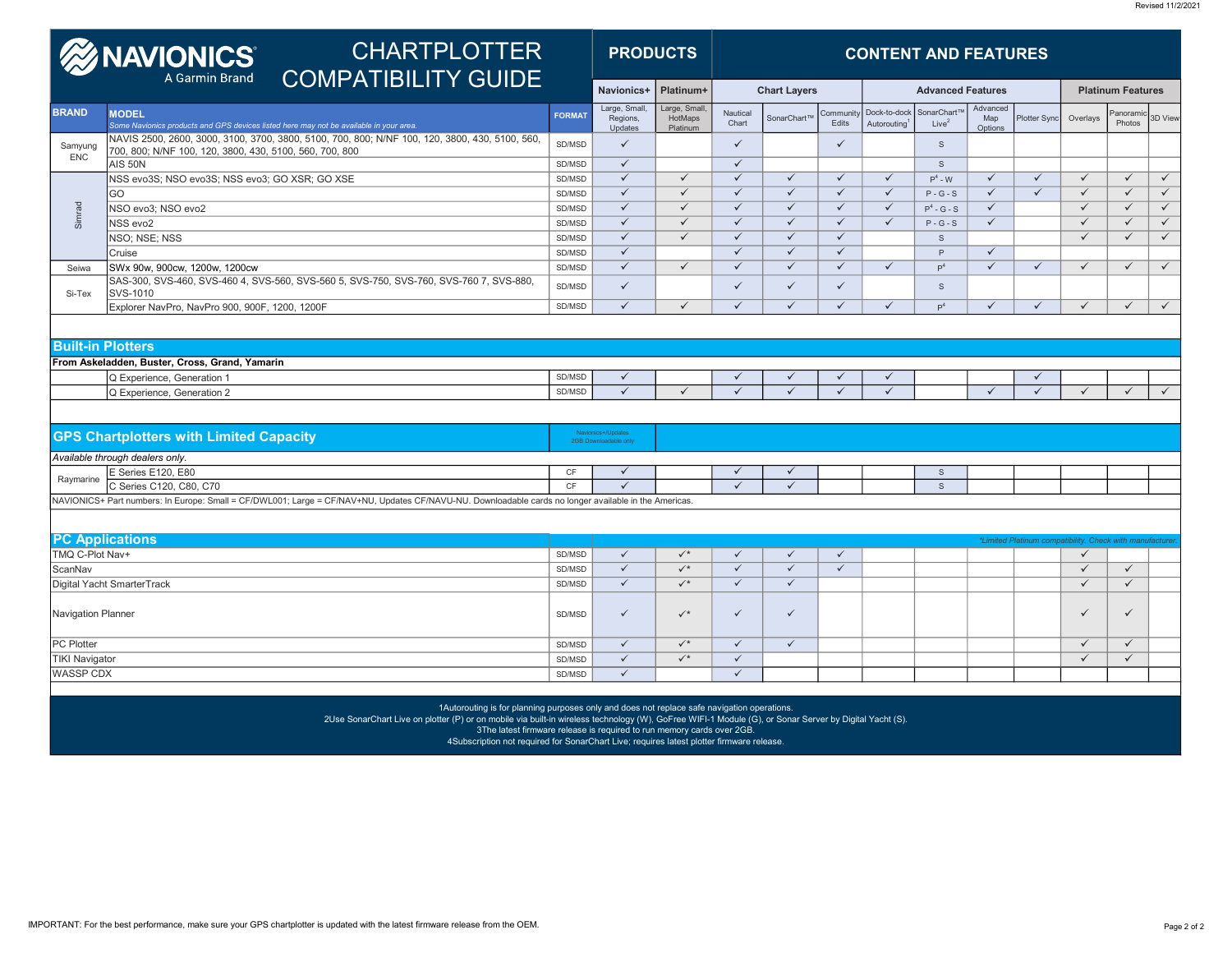Revised 11/2/2021

# NAVIONICS CHARTPLOTTER COMPATIBILITY GUIDE

A Garmin Brand

| | | | PRODUCTS | | CONTENT AND FEATURES | | | | | | | | | |
|---|---|---|---|---|---|---|---|---|---|---|---|---|---|---|
| | | | Navionics+ | Platinum+ | Chart Layers | | | Advanced Features | | | | Platinum Features | | |
| BRAND | MODEL *Some Navionics products and GPS devices listed here may not be available in your area.* | FORMAT | Large, Small, Regions, Updates | Large, Small, HotMaps Platinum | Nautical Chart | SonarChart™ | Community Edits | Dock-to-dock Autorouting[1] | SonarChart™ Live[2] | Advanced Map Options | Plotter Sync | Overlays | Panoramic Photos | 3D View |
| Samyung ENC | NAVIS 2500, 2600, 3000, 3100, 3700, 3800, 5100, 700, 800; N/NF 100, 120, 3800, 430, 5100, 560, 700, 800; N/NF 100, 120, 3800, 430, 5100, 560, 700, 800 | SD/MSD | ✓ | | ✓ | | ✓ | | S | | | | | |
| | AIS 50N | SD/MSD | ✓ | | ✓ | | | | S | | | | | |
| Simrad | NSS evo3S; NSO evo3S; NSS evo3; GO XSR; GO XSE | SD/MSD | ✓ | ✓ | ✓ | ✓ | ✓ | ✓ | P[4] - W | ✓ | ✓ | ✓ | ✓ | ✓ |
| | GO | SD/MSD | ✓ | ✓ | ✓ | ✓ | ✓ | ✓ | P - G - S | ✓ | ✓ | ✓ | ✓ | ✓ |
| | NSO evo3; NSO evo2 | SD/MSD | ✓ | ✓ | ✓ | ✓ | ✓ | ✓ | P[4] - G - S | ✓ | | ✓ | ✓ | ✓ |
| | NSS evo2 | SD/MSD | ✓ | ✓ | ✓ | ✓ | ✓ | ✓ | P - G - S | ✓ | | ✓ | ✓ | ✓ |
| | NSO; NSE; NSS | SD/MSD | ✓ | ✓ | ✓ | ✓ | ✓ | | S | | | ✓ | ✓ | ✓ |
| | Cruise | SD/MSD | ✓ | | ✓ | ✓ | ✓ | | P | ✓ | | | | |
| Seiwa | SWx 90w, 900cw, 1200w, 1200cw | SD/MSD | ✓ | ✓ | ✓ | ✓ | ✓ | ✓ | P[4] | ✓ | ✓ | ✓ | ✓ | ✓ |
| Si-Tex | SAS-300, SVS-460, SVS-460 4, SVS-560, SVS-560 5, SVS-750, SVS-760, SVS-760 7, SVS-880, SVS-1010 | SD/MSD | ✓ | | ✓ | ✓ | ✓ | | S | | | | | |
| | Explorer NavPro, NavPro 900, 900F, 1200, 1200F | SD/MSD | ✓ | ✓ | ✓ | ✓ | ✓ | ✓ | P[4] | ✓ | ✓ | ✓ | ✓ | ✓ |

## Built-in Plotters

| | | | | | | | | | | | | | | |
|---|---|---|---|---|---|---|---|---|---|---|---|---|---|---|
| **From Askeladden, Buster, Cross, Grand, Yamarin** | | | | | | | | | | | | | | |
| | Q Experience, Generation 1 | SD/MSD | ✓ | | ✓ | ✓ | ✓ | ✓ | | | ✓ | | | |
| | Q Experience, Generation 2 | SD/MSD | ✓ | ✓ | ✓ | ✓ | ✓ | ✓ | | ✓ | ✓ | ✓ | ✓ | ✓ |

## GPS Chartplotters with Limited Capacity

Navionics+/Updates 2GB Downloadable only

*Available through dealers only.*

| | | | | | | | | | | | | | | |
|---|---|---|---|---|---|---|---|---|---|---|---|---|---|---|
| Raymarine | E Series E120, E80 | CF | ✓ | | ✓ | ✓ | | | S | | | | | |
| | C Series C120, C80, C70 | CF | ✓ | | ✓ | ✓ | | | S | | | | | |

NAVIONICS+ Part numbers: In Europe: Small = CF/DWL001; Large = CF/NAV+NU, Updates CF/NAVU-NU. Downloadable cards no longer available in the Americas.

## PC Applications

*\*Limited Platinum compatibility. Check with manufacturer*

| | | | | | | | | | | | | | |
|---|---|---|---|---|---|---|---|---|---|---|---|---|---|
| TMQ C-Plot Nav+ | SD/MSD | ✓ | ✓* | ✓ | ✓ | ✓ | | | | | ✓ | | |
| ScanNav | SD/MSD | ✓ | ✓* | ✓ | ✓ | ✓ | | | | | ✓ | ✓ | |
| Digital Yacht SmarterTrack | SD/MSD | ✓ | ✓* | ✓ | ✓ | | | | | | ✓ | ✓ | |
| Navigation Planner | SD/MSD | ✓ | ✓* | ✓ | ✓ | | | | | | ✓ | ✓ | |
| PC Plotter | SD/MSD | ✓ | ✓* | ✓ | ✓ | | | | | | ✓ | ✓ | |
| TIKI Navigator | SD/MSD | ✓ | ✓* | ✓ | | | | | | | ✓ | ✓ | |
| WASSP CDX | SD/MSD | ✓ | | ✓ | | | | | | | | | |

1Autorouting is for planning purposes only and does not replace safe navigation operations.
2Use SonarChart Live on plotter (P) or on mobile via built-in wireless technology (W), GoFree WIFI-1 Module (G), or Sonar Server by Digital Yacht (S).
3The latest firmware release is required to run memory cards over 2GB.
4Subscription not required for SonarChart Live; requires latest plotter firmware release.

IMPORTANT: For the best performance, make sure your GPS chartplotter is updated with the latest firmware release from the OEM.